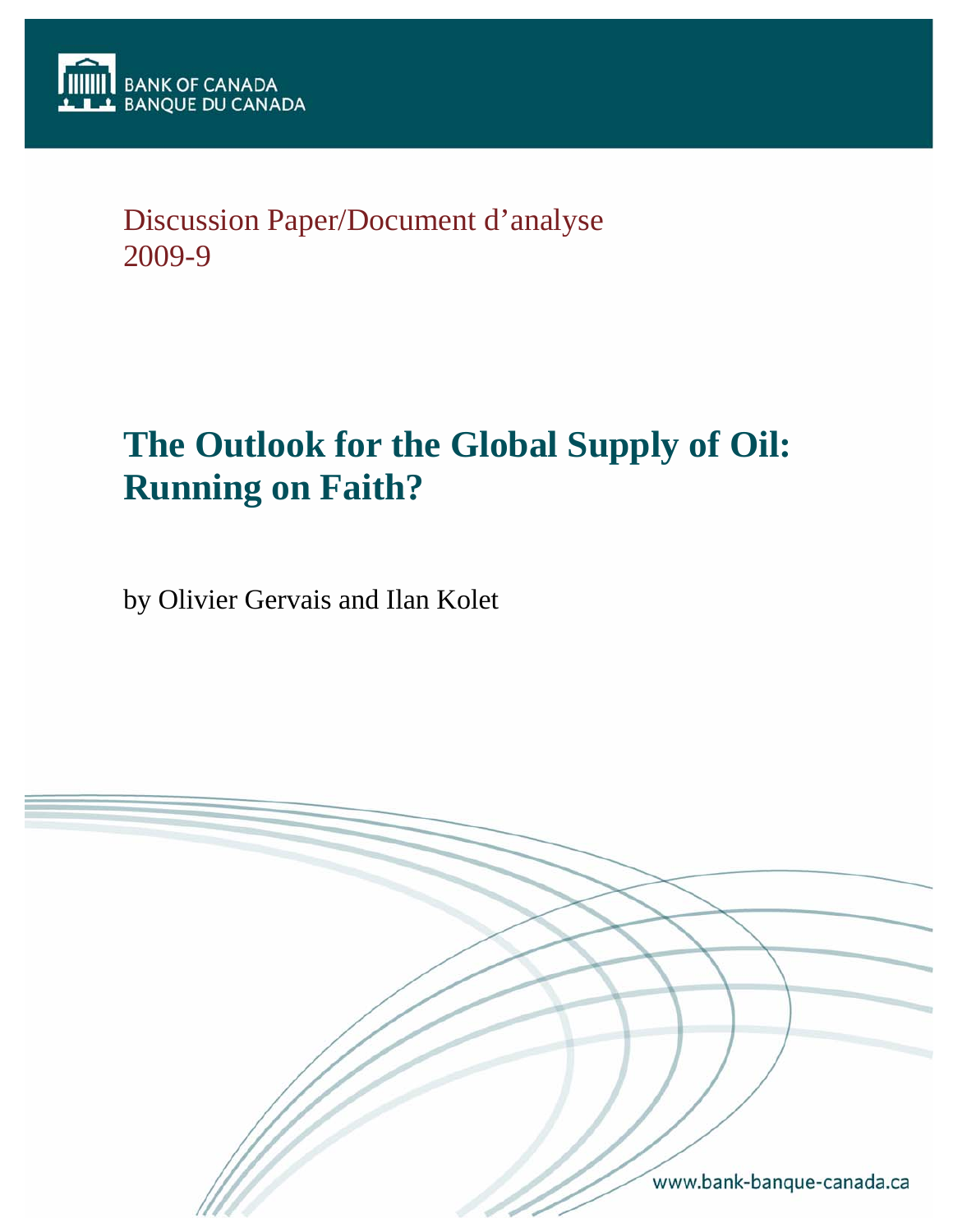BANK OF CANADA
BANQUE DU CANADA

Discussion Paper/Document d'analyse
2009-9

# The Outlook for the Global Supply of Oil: Running on Faith?

by Olivier Gervais and Ilan Kolet

www.bank-banque-canada.ca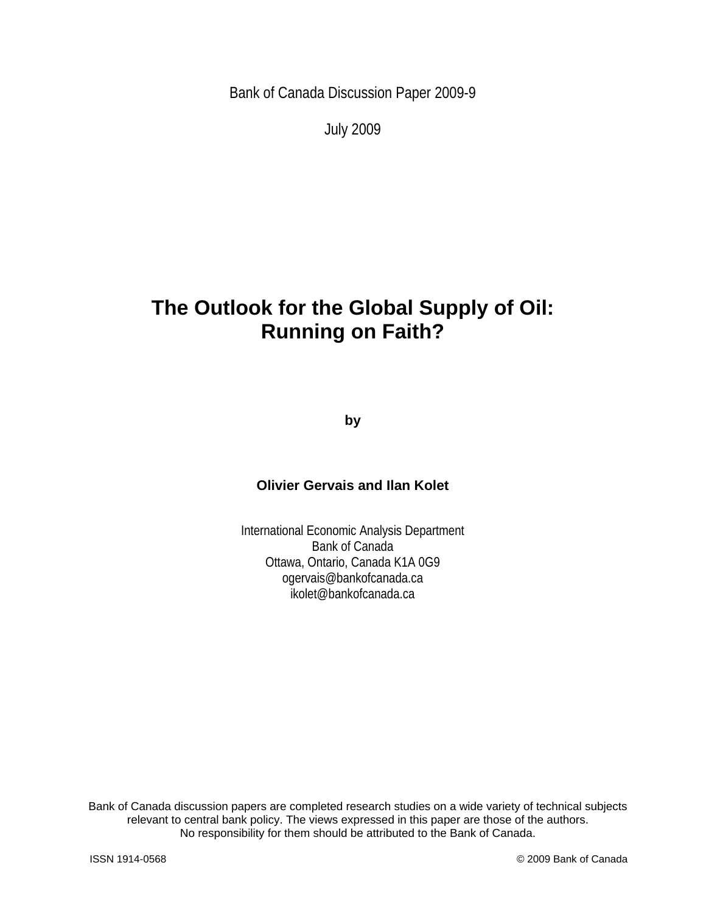Bank of Canada Discussion Paper 2009-9

July 2009

# The Outlook for the Global Supply of Oil: Running on Faith?

**by**

**Olivier Gervais and Ilan Kolet**

International Economic Analysis Department
Bank of Canada
Ottawa, Ontario, Canada K1A 0G9
ogervais@bankofcanada.ca
ikolet@bankofcanada.ca

Bank of Canada discussion papers are completed research studies on a wide variety of technical subjects relevant to central bank policy. The views expressed in this paper are those of the authors.
No responsibility for them should be attributed to the Bank of Canada.

ISSN 1914-0568 © 2009 Bank of Canada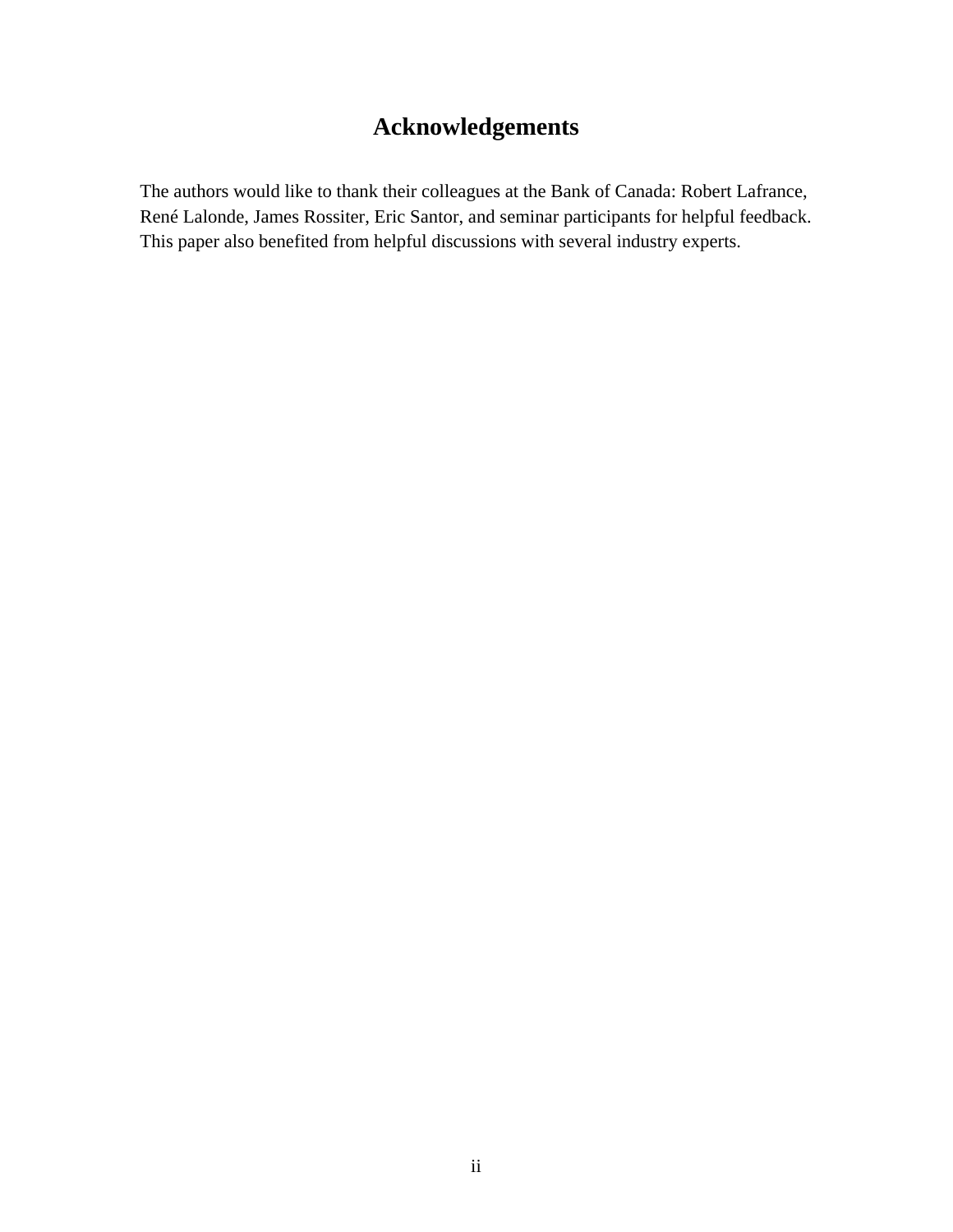# Acknowledgements

The authors would like to thank their colleagues at the Bank of Canada: Robert Lafrance, René Lalonde, James Rossiter, Eric Santor, and seminar participants for helpful feedback. This paper also benefited from helpful discussions with several industry experts.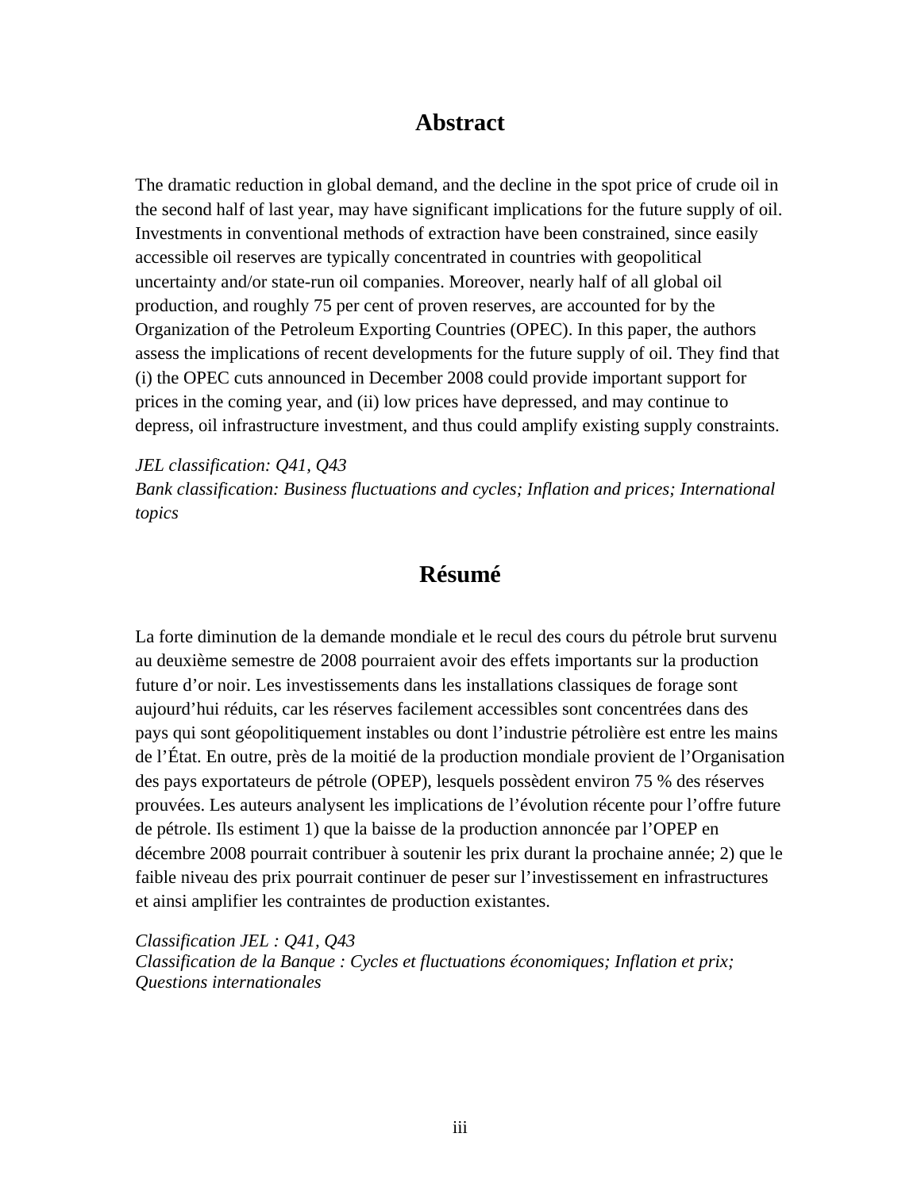## Abstract

The dramatic reduction in global demand, and the decline in the spot price of crude oil in the second half of last year, may have significant implications for the future supply of oil. Investments in conventional methods of extraction have been constrained, since easily accessible oil reserves are typically concentrated in countries with geopolitical uncertainty and/or state-run oil companies. Moreover, nearly half of all global oil production, and roughly 75 per cent of proven reserves, are accounted for by the Organization of the Petroleum Exporting Countries (OPEC). In this paper, the authors assess the implications of recent developments for the future supply of oil. They find that (i) the OPEC cuts announced in December 2008 could provide important support for prices in the coming year, and (ii) low prices have depressed, and may continue to depress, oil infrastructure investment, and thus could amplify existing supply constraints.

*JEL classification: Q41, Q43*
*Bank classification: Business fluctuations and cycles; Inflation and prices; International topics*

## Résumé

La forte diminution de la demande mondiale et le recul des cours du pétrole brut survenu au deuxième semestre de 2008 pourraient avoir des effets importants sur la production future d'or noir. Les investissements dans les installations classiques de forage sont aujourd'hui réduits, car les réserves facilement accessibles sont concentrées dans des pays qui sont géopolitiquement instables ou dont l'industrie pétrolière est entre les mains de l'État. En outre, près de la moitié de la production mondiale provient de l'Organisation des pays exportateurs de pétrole (OPEP), lesquels possèdent environ 75 % des réserves prouvées. Les auteurs analysent les implications de l'évolution récente pour l'offre future de pétrole. Ils estiment 1) que la baisse de la production annoncée par l'OPEP en décembre 2008 pourrait contribuer à soutenir les prix durant la prochaine année; 2) que le faible niveau des prix pourrait continuer de peser sur l'investissement en infrastructures et ainsi amplifier les contraintes de production existantes.

*Classification JEL : Q41, Q43*
*Classification de la Banque : Cycles et fluctuations économiques; Inflation et prix; Questions internationales*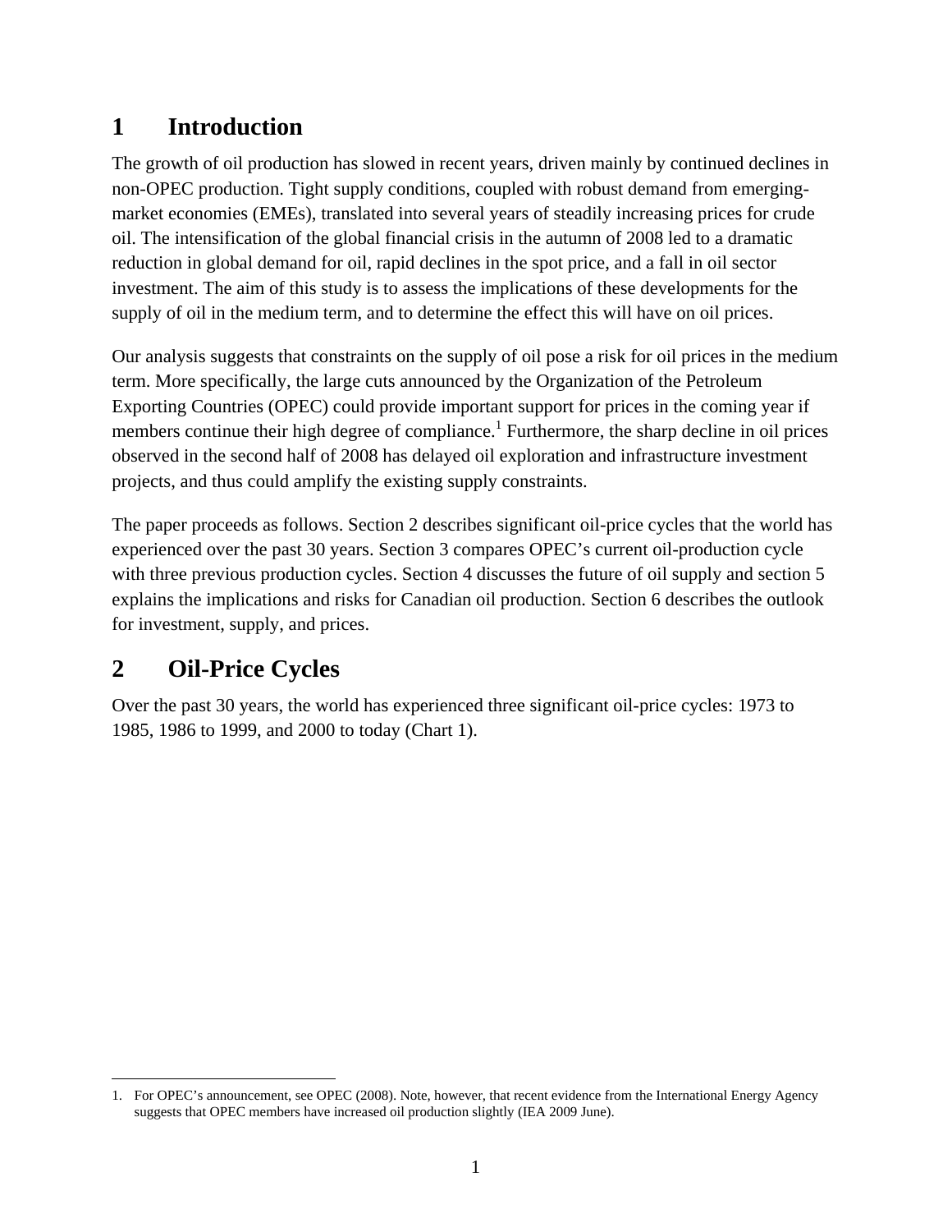# 1 Introduction

The growth of oil production has slowed in recent years, driven mainly by continued declines in non-OPEC production. Tight supply conditions, coupled with robust demand from emerging-market economies (EMEs), translated into several years of steadily increasing prices for crude oil. The intensification of the global financial crisis in the autumn of 2008 led to a dramatic reduction in global demand for oil, rapid declines in the spot price, and a fall in oil sector investment. The aim of this study is to assess the implications of these developments for the supply of oil in the medium term, and to determine the effect this will have on oil prices.

Our analysis suggests that constraints on the supply of oil pose a risk for oil prices in the medium term. More specifically, the large cuts announced by the Organization of the Petroleum Exporting Countries (OPEC) could provide important support for prices in the coming year if members continue their high degree of compliance.[1] Furthermore, the sharp decline in oil prices observed in the second half of 2008 has delayed oil exploration and infrastructure investment projects, and thus could amplify the existing supply constraints.

The paper proceeds as follows. Section 2 describes significant oil-price cycles that the world has experienced over the past 30 years. Section 3 compares OPEC's current oil-production cycle with three previous production cycles. Section 4 discusses the future of oil supply and section 5 explains the implications and risks for Canadian oil production. Section 6 describes the outlook for investment, supply, and prices.

# 2 Oil-Price Cycles

Over the past 30 years, the world has experienced three significant oil-price cycles: 1973 to 1985, 1986 to 1999, and 2000 to today (Chart 1).

---

1. For OPEC's announcement, see OPEC (2008). Note, however, that recent evidence from the International Energy Agency suggests that OPEC members have increased oil production slightly (IEA 2009 June).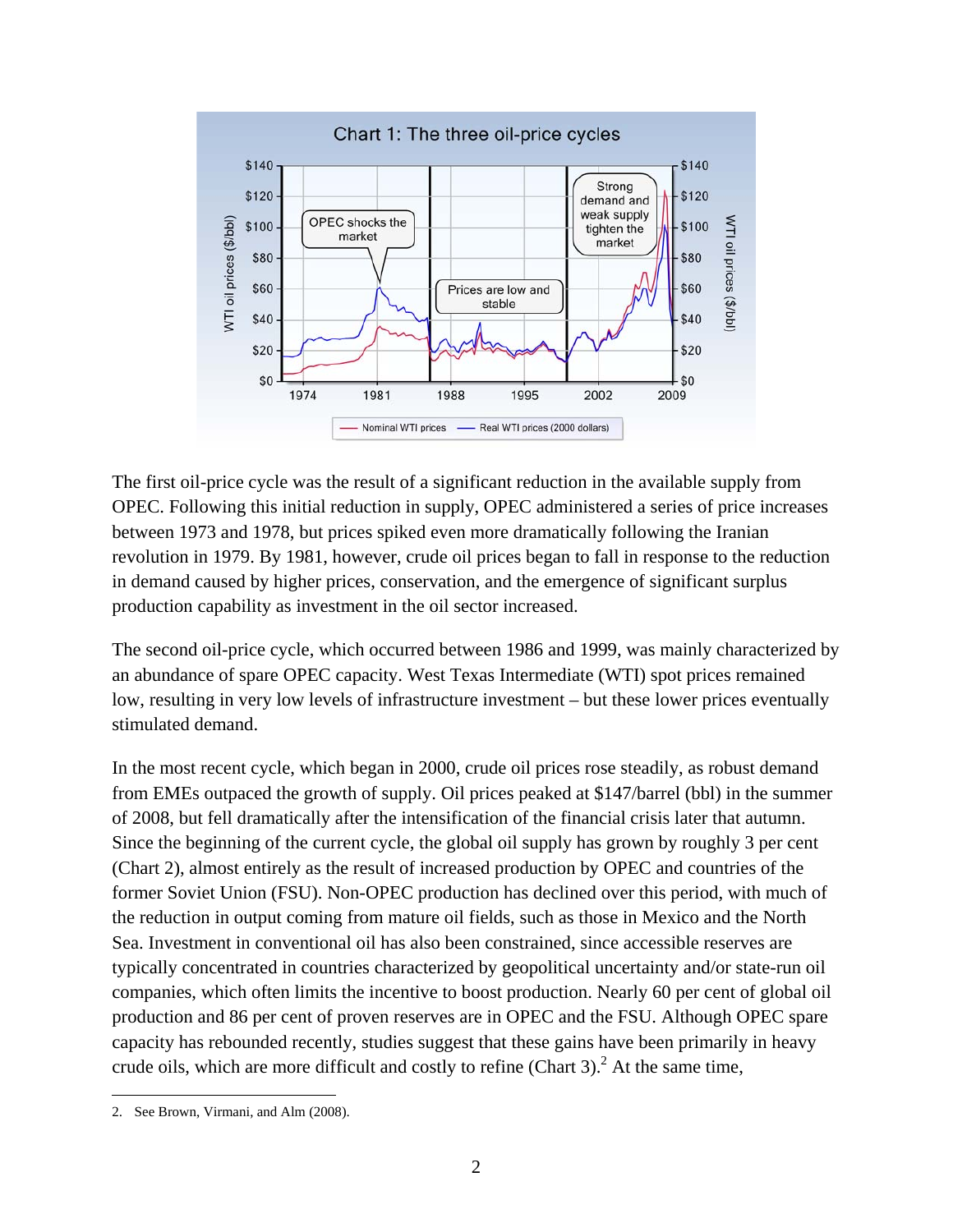Chart 1: The three oil-price cycles

The first oil-price cycle was the result of a significant reduction in the available supply from OPEC. Following this initial reduction in supply, OPEC administered a series of price increases between 1973 and 1978, but prices spiked even more dramatically following the Iranian revolution in 1979. By 1981, however, crude oil prices began to fall in response to the reduction in demand caused by higher prices, conservation, and the emergence of significant surplus production capability as investment in the oil sector increased.

The second oil-price cycle, which occurred between 1986 and 1999, was mainly characterized by an abundance of spare OPEC capacity. West Texas Intermediate (WTI) spot prices remained low, resulting in very low levels of infrastructure investment – but these lower prices eventually stimulated demand.

In the most recent cycle, which began in 2000, crude oil prices rose steadily, as robust demand from EMEs outpaced the growth of supply. Oil prices peaked at $147/barrel (bbl) in the summer of 2008, but fell dramatically after the intensification of the financial crisis later that autumn. Since the beginning of the current cycle, the global oil supply has grown by roughly 3 per cent (Chart 2), almost entirely as the result of increased production by OPEC and countries of the former Soviet Union (FSU). Non-OPEC production has declined over this period, with much of the reduction in output coming from mature oil fields, such as those in Mexico and the North Sea. Investment in conventional oil has also been constrained, since accessible reserves are typically concentrated in countries characterized by geopolitical uncertainty and/or state-run oil companies, which often limits the incentive to boost production. Nearly 60 per cent of global oil production and 86 per cent of proven reserves are in OPEC and the FSU. Although OPEC spare capacity has rebounded recently, studies suggest that these gains have been primarily in heavy crude oils, which are more difficult and costly to refine (Chart 3).[2] At the same time,

2. See Brown, Virmani, and Alm (2008).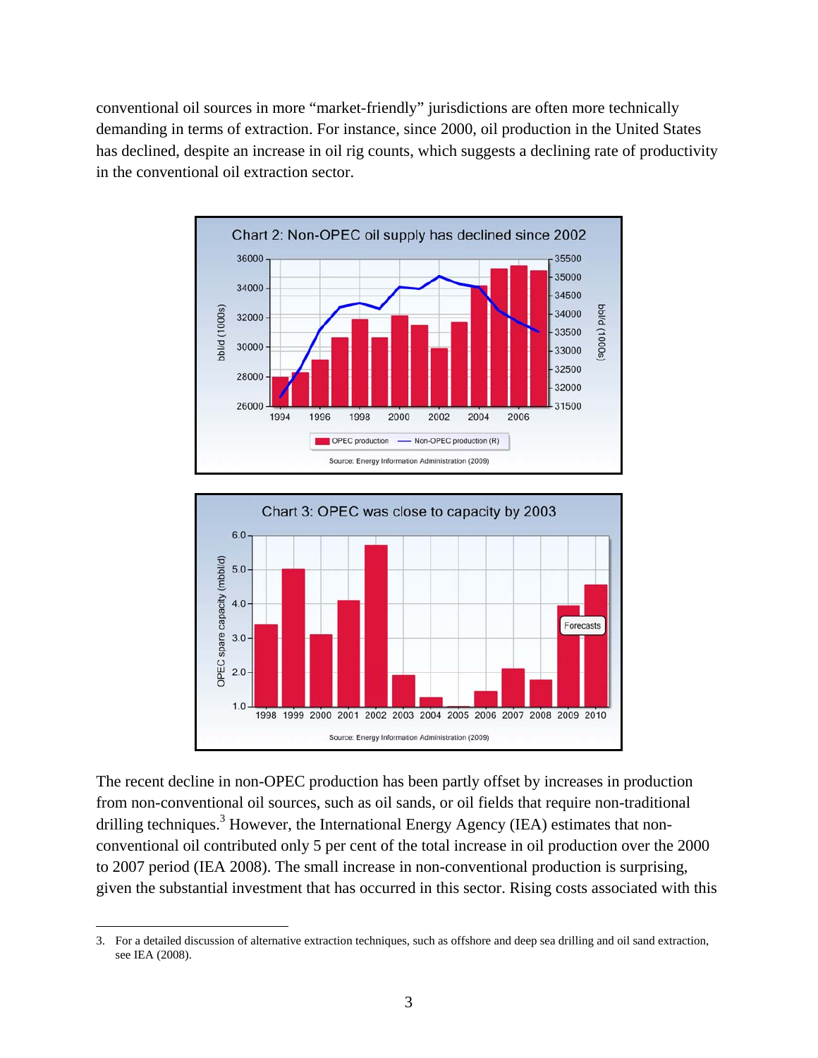conventional oil sources in more "market-friendly" jurisdictions are often more technically demanding in terms of extraction. For instance, since 2000, oil production in the United States has declined, despite an increase in oil rig counts, which suggests a declining rate of productivity in the conventional oil extraction sector.

Chart 2: Non-OPEC oil supply has declined since 2002

Source: Energy Information Administration (2009)

Chart 3: OPEC was close to capacity by 2003

Source: Energy Information Administration (2009)

The recent decline in non-OPEC production has been partly offset by increases in production from non-conventional oil sources, such as oil sands, or oil fields that require non-traditional drilling techniques.[3] However, the International Energy Agency (IEA) estimates that non-conventional oil contributed only 5 per cent of the total increase in oil production over the 2000 to 2007 period (IEA 2008). The small increase in non-conventional production is surprising, given the substantial investment that has occurred in this sector. Rising costs associated with this

---

3. For a detailed discussion of alternative extraction techniques, such as offshore and deep sea drilling and oil sand extraction, see IEA (2008).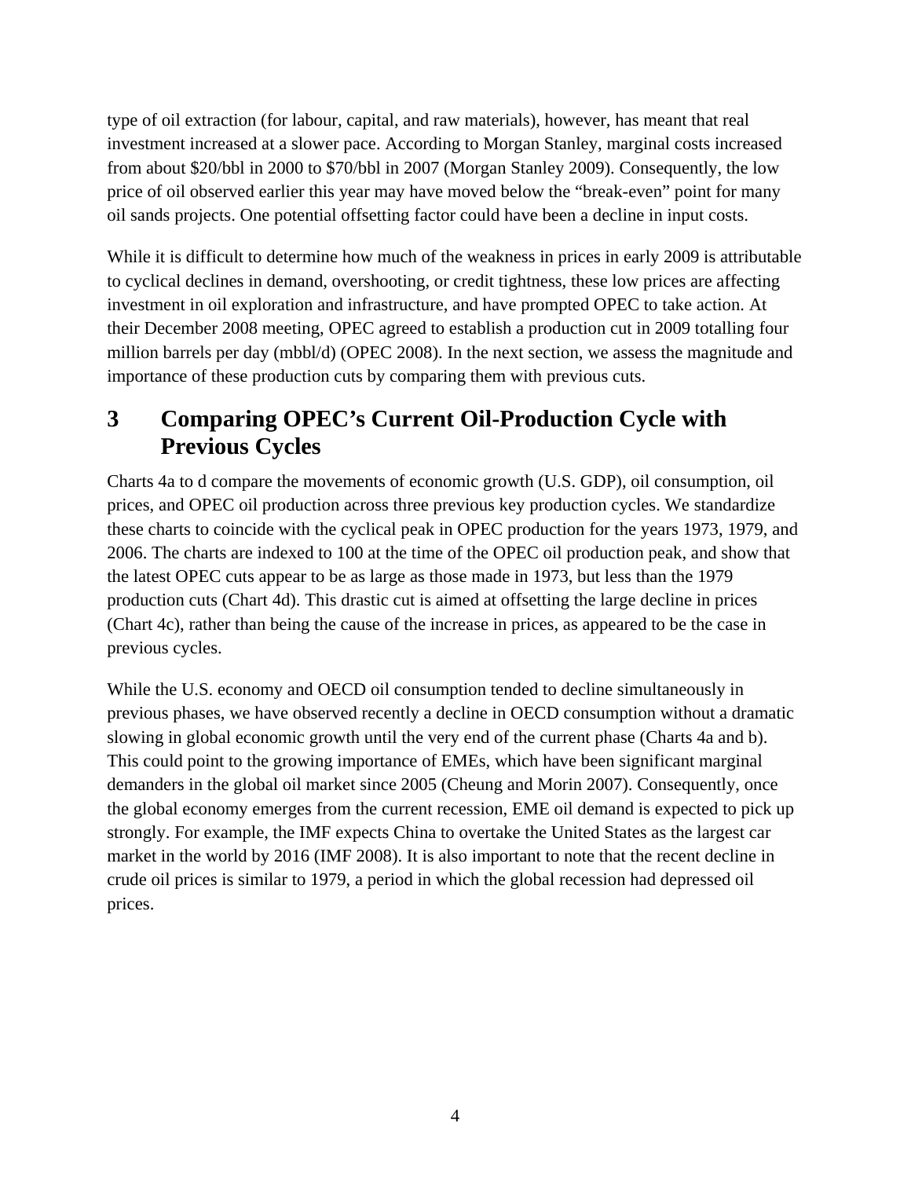type of oil extraction (for labour, capital, and raw materials), however, has meant that real investment increased at a slower pace. According to Morgan Stanley, marginal costs increased from about $20/bbl in 2000 to $70/bbl in 2007 (Morgan Stanley 2009). Consequently, the low price of oil observed earlier this year may have moved below the "break-even" point for many oil sands projects. One potential offsetting factor could have been a decline in input costs.

While it is difficult to determine how much of the weakness in prices in early 2009 is attributable to cyclical declines in demand, overshooting, or credit tightness, these low prices are affecting investment in oil exploration and infrastructure, and have prompted OPEC to take action. At their December 2008 meeting, OPEC agreed to establish a production cut in 2009 totalling four million barrels per day (mbbl/d) (OPEC 2008). In the next section, we assess the magnitude and importance of these production cuts by comparing them with previous cuts.

## 3 Comparing OPEC's Current Oil-Production Cycle with Previous Cycles

Charts 4a to d compare the movements of economic growth (U.S. GDP), oil consumption, oil prices, and OPEC oil production across three previous key production cycles. We standardize these charts to coincide with the cyclical peak in OPEC production for the years 1973, 1979, and 2006. The charts are indexed to 100 at the time of the OPEC oil production peak, and show that the latest OPEC cuts appear to be as large as those made in 1973, but less than the 1979 production cuts (Chart 4d). This drastic cut is aimed at offsetting the large decline in prices (Chart 4c), rather than being the cause of the increase in prices, as appeared to be the case in previous cycles.

While the U.S. economy and OECD oil consumption tended to decline simultaneously in previous phases, we have observed recently a decline in OECD consumption without a dramatic slowing in global economic growth until the very end of the current phase (Charts 4a and b). This could point to the growing importance of EMEs, which have been significant marginal demanders in the global oil market since 2005 (Cheung and Morin 2007). Consequently, once the global economy emerges from the current recession, EME oil demand is expected to pick up strongly. For example, the IMF expects China to overtake the United States as the largest car market in the world by 2016 (IMF 2008). It is also important to note that the recent decline in crude oil prices is similar to 1979, a period in which the global recession had depressed oil prices.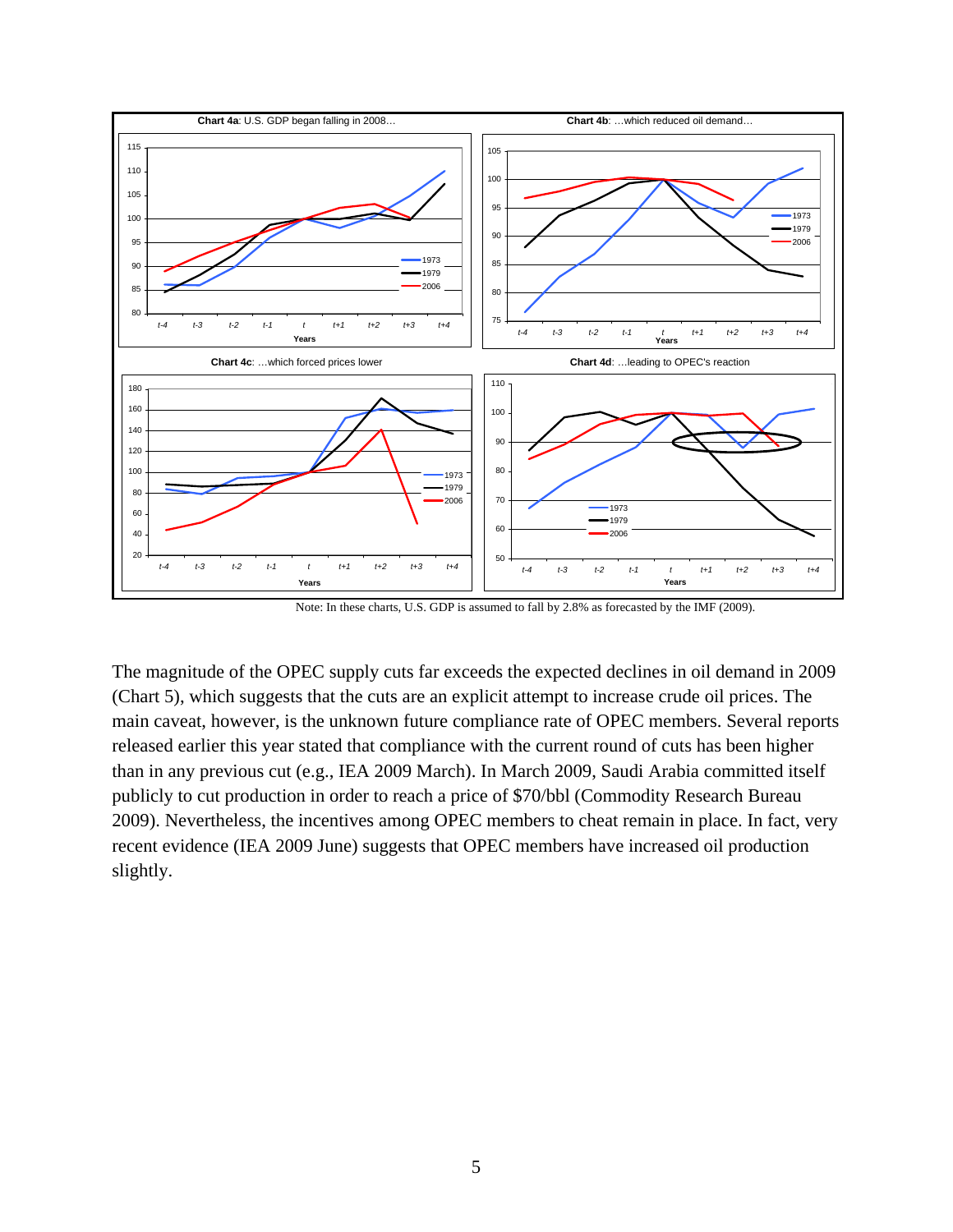**Chart 4a**: U.S. GDP began falling in 2008…

**Chart 4b**: …which reduced oil demand…

**Chart 4c**: …which forced prices lower

**Chart 4d**: …leading to OPEC's reaction

Note: In these charts, U.S. GDP is assumed to fall by 2.8% as forecasted by the IMF (2009).

The magnitude of the OPEC supply cuts far exceeds the expected declines in oil demand in 2009 (Chart 5), which suggests that the cuts are an explicit attempt to increase crude oil prices. The main caveat, however, is the unknown future compliance rate of OPEC members. Several reports released earlier this year stated that compliance with the current round of cuts has been higher than in any previous cut (e.g., IEA 2009 March). In March 2009, Saudi Arabia committed itself publicly to cut production in order to reach a price of \$70/bbl (Commodity Research Bureau 2009). Nevertheless, the incentives among OPEC members to cheat remain in place. In fact, very recent evidence (IEA 2009 June) suggests that OPEC members have increased oil production slightly.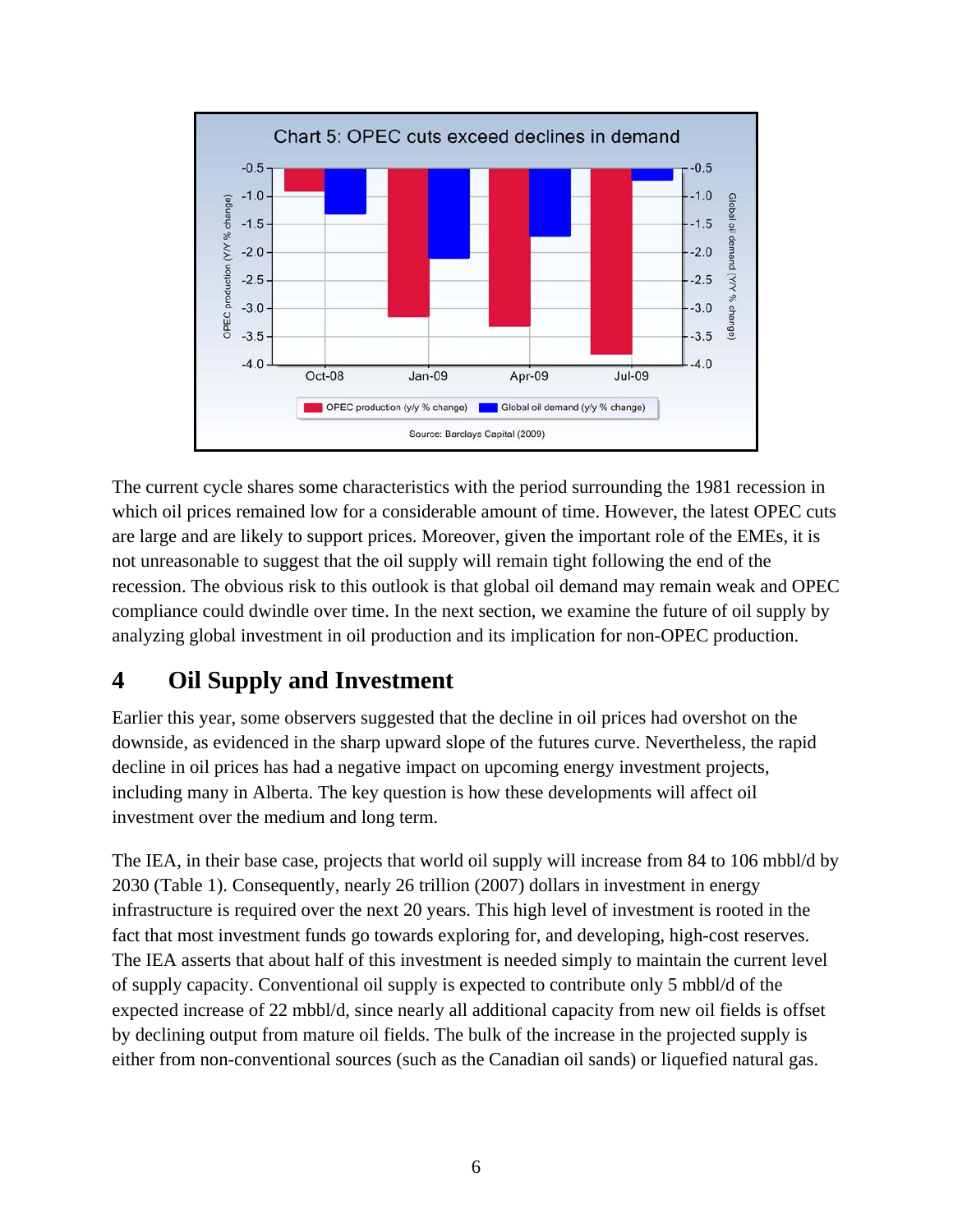Chart 5: OPEC cuts exceed declines in demand

Source: Barclays Capital (2009)

The current cycle shares some characteristics with the period surrounding the 1981 recession in which oil prices remained low for a considerable amount of time. However, the latest OPEC cuts are large and are likely to support prices. Moreover, given the important role of the EMEs, it is not unreasonable to suggest that the oil supply will remain tight following the end of the recession. The obvious risk to this outlook is that global oil demand may remain weak and OPEC compliance could dwindle over time. In the next section, we examine the future of oil supply by analyzing global investment in oil production and its implication for non-OPEC production.

# 4 Oil Supply and Investment

Earlier this year, some observers suggested that the decline in oil prices had overshot on the downside, as evidenced in the sharp upward slope of the futures curve. Nevertheless, the rapid decline in oil prices has had a negative impact on upcoming energy investment projects, including many in Alberta. The key question is how these developments will affect oil investment over the medium and long term.

The IEA, in their base case, projects that world oil supply will increase from 84 to 106 mbbl/d by 2030 (Table 1). Consequently, nearly 26 trillion (2007) dollars in investment in energy infrastructure is required over the next 20 years. This high level of investment is rooted in the fact that most investment funds go towards exploring for, and developing, high-cost reserves. The IEA asserts that about half of this investment is needed simply to maintain the current level of supply capacity. Conventional oil supply is expected to contribute only 5 mbbl/d of the expected increase of 22 mbbl/d, since nearly all additional capacity from new oil fields is offset by declining output from mature oil fields. The bulk of the increase in the projected supply is either from non-conventional sources (such as the Canadian oil sands) or liquefied natural gas.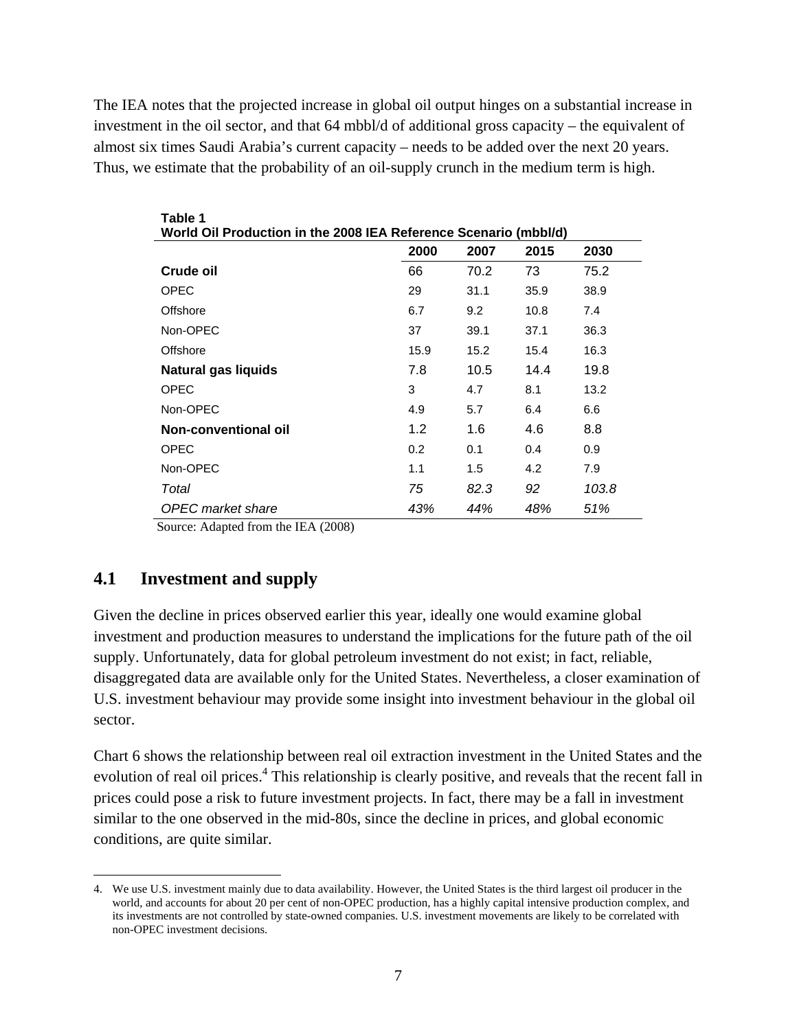The IEA notes that the projected increase in global oil output hinges on a substantial increase in investment in the oil sector, and that 64 mbbl/d of additional gross capacity – the equivalent of almost six times Saudi Arabia's current capacity – needs to be added over the next 20 years. Thus, we estimate that the probability of an oil-supply crunch in the medium term is high.

**Table 1**
**World Oil Production in the 2008 IEA Reference Scenario (mbbl/d)**

| | 2000 | 2007 | 2015 | 2030 |
|---|---|---|---|---|
| **Crude oil** | 66 | 70.2 | 73 | 75.2 |
| OPEC | 29 | 31.1 | 35.9 | 38.9 |
| Offshore | 6.7 | 9.2 | 10.8 | 7.4 |
| Non-OPEC | 37 | 39.1 | 37.1 | 36.3 |
| Offshore | 15.9 | 15.2 | 15.4 | 16.3 |
| **Natural gas liquids** | 7.8 | 10.5 | 14.4 | 19.8 |
| OPEC | 3 | 4.7 | 8.1 | 13.2 |
| Non-OPEC | 4.9 | 5.7 | 6.4 | 6.6 |
| **Non-conventional oil** | 1.2 | 1.6 | 4.6 | 8.8 |
| OPEC | 0.2 | 0.1 | 0.4 | 0.9 |
| Non-OPEC | 1.1 | 1.5 | 4.2 | 7.9 |
| *Total* | *75* | *82.3* | *92* | *103.8* |
| *OPEC market share* | *43%* | *44%* | *48%* | *51%* |

Source: Adapted from the IEA (2008)

## 4.1 Investment and supply

Given the decline in prices observed earlier this year, ideally one would examine global investment and production measures to understand the implications for the future path of the oil supply. Unfortunately, data for global petroleum investment do not exist; in fact, reliable, disaggregated data are available only for the United States. Nevertheless, a closer examination of U.S. investment behaviour may provide some insight into investment behaviour in the global oil sector.

Chart 6 shows the relationship between real oil extraction investment in the United States and the evolution of real oil prices.[4] This relationship is clearly positive, and reveals that the recent fall in prices could pose a risk to future investment projects. In fact, there may be a fall in investment similar to the one observed in the mid-80s, since the decline in prices, and global economic conditions, are quite similar.

4. We use U.S. investment mainly due to data availability. However, the United States is the third largest oil producer in the world, and accounts for about 20 per cent of non-OPEC production, has a highly capital intensive production complex, and its investments are not controlled by state-owned companies. U.S. investment movements are likely to be correlated with non-OPEC investment decisions.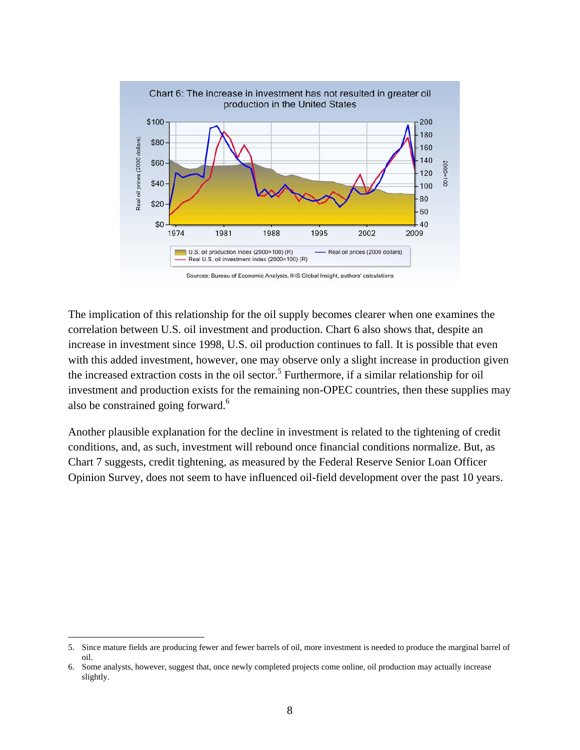Chart 6: The increase in investment has not resulted in greater oil production in the United States

Sources: Bureau of Economic Analysis, IHS Global Insight, authors' calculations

The implication of this relationship for the oil supply becomes clearer when one examines the correlation between U.S. oil investment and production. Chart 6 also shows that, despite an increase in investment since 1998, U.S. oil production continues to fall. It is possible that even with this added investment, however, one may observe only a slight increase in production given the increased extraction costs in the oil sector.[5] Furthermore, if a similar relationship for oil investment and production exists for the remaining non-OPEC countries, then these supplies may also be constrained going forward.[6]

Another plausible explanation for the decline in investment is related to the tightening of credit conditions, and, as such, investment will rebound once financial conditions normalize. But, as Chart 7 suggests, credit tightening, as measured by the Federal Reserve Senior Loan Officer Opinion Survey, does not seem to have influenced oil-field development over the past 10 years.

---

5. Since mature fields are producing fewer and fewer barrels of oil, more investment is needed to produce the marginal barrel of oil.
6. Some analysts, however, suggest that, once newly completed projects come online, oil production may actually increase slightly.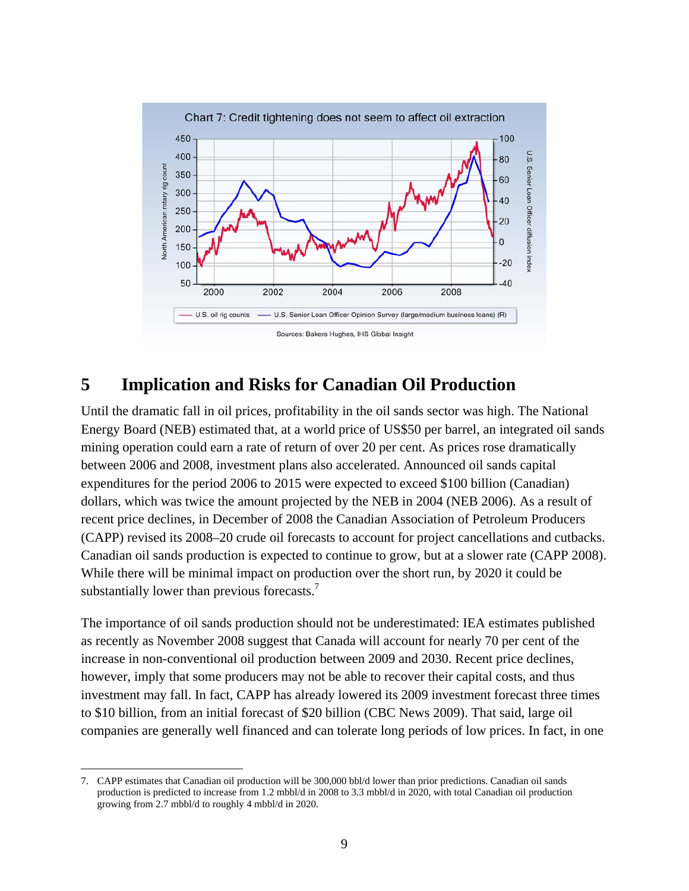Chart 7: Credit tightening does not seem to affect oil extraction

Sources: Bakers Hughes, IHS Global Insight

## 5 Implication and Risks for Canadian Oil Production

Until the dramatic fall in oil prices, profitability in the oil sands sector was high. The National Energy Board (NEB) estimated that, at a world price of US$50 per barrel, an integrated oil sands mining operation could earn a rate of return of over 20 per cent. As prices rose dramatically between 2006 and 2008, investment plans also accelerated. Announced oil sands capital expenditures for the period 2006 to 2015 were expected to exceed $100 billion (Canadian) dollars, which was twice the amount projected by the NEB in 2004 (NEB 2006). As a result of recent price declines, in December of 2008 the Canadian Association of Petroleum Producers (CAPP) revised its 2008–20 crude oil forecasts to account for project cancellations and cutbacks. Canadian oil sands production is expected to continue to grow, but at a slower rate (CAPP 2008). While there will be minimal impact on production over the short run, by 2020 it could be substantially lower than previous forecasts.[7]

The importance of oil sands production should not be underestimated: IEA estimates published as recently as November 2008 suggest that Canada will account for nearly 70 per cent of the increase in non-conventional oil production between 2009 and 2030. Recent price declines, however, imply that some producers may not be able to recover their capital costs, and thus investment may fall. In fact, CAPP has already lowered its 2009 investment forecast three times to $10 billion, from an initial forecast of $20 billion (CBC News 2009). That said, large oil companies are generally well financed and can tolerate long periods of low prices. In fact, in one

---

7. CAPP estimates that Canadian oil production will be 300,000 bbl/d lower than prior predictions. Canadian oil sands production is predicted to increase from 1.2 mbbl/d in 2008 to 3.3 mbbl/d in 2020, with total Canadian oil production growing from 2.7 mbbl/d to roughly 4 mbbl/d in 2020.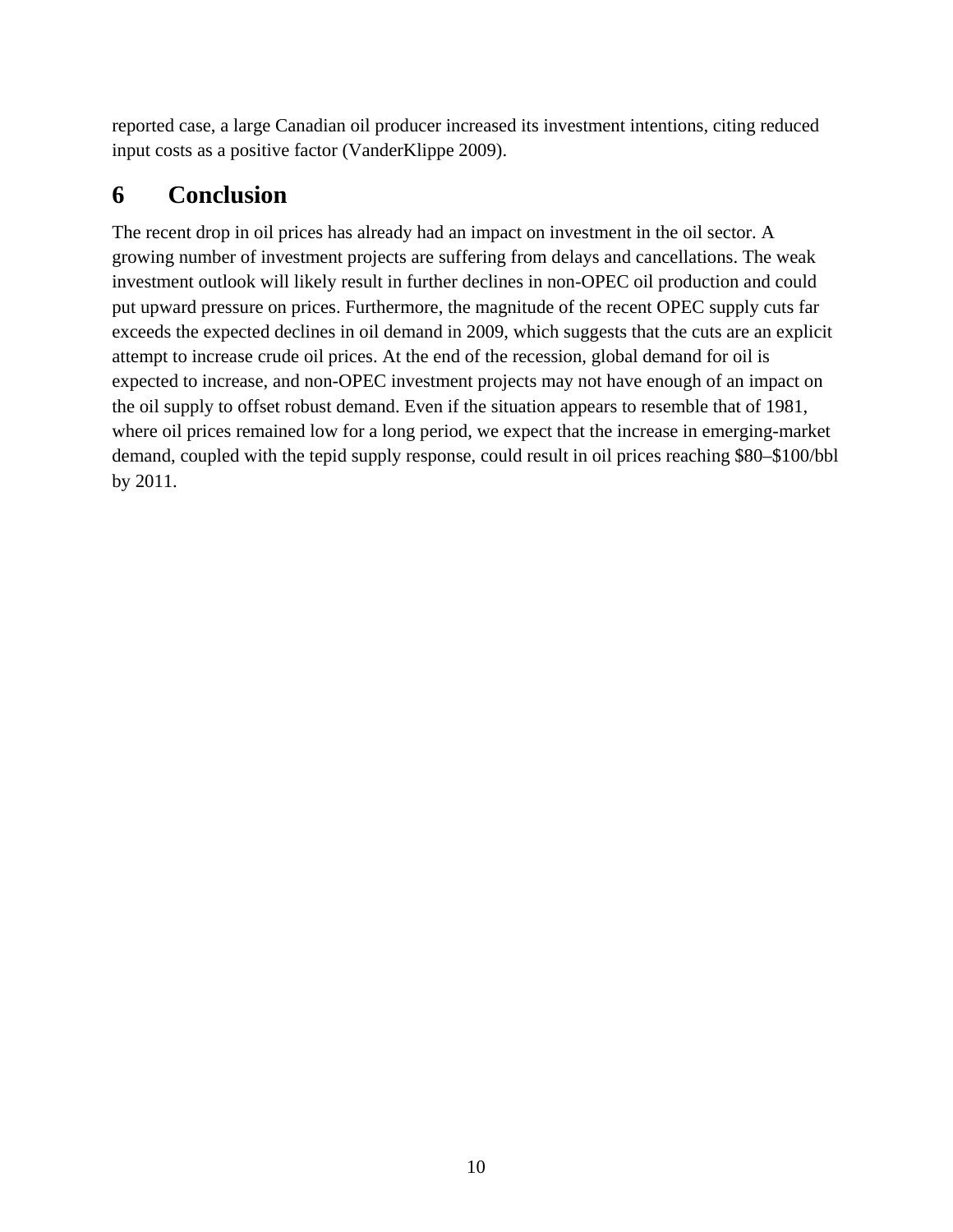reported case, a large Canadian oil producer increased its investment intentions, citing reduced input costs as a positive factor (VanderKlippe 2009).

# 6 Conclusion

The recent drop in oil prices has already had an impact on investment in the oil sector. A growing number of investment projects are suffering from delays and cancellations. The weak investment outlook will likely result in further declines in non-OPEC oil production and could put upward pressure on prices. Furthermore, the magnitude of the recent OPEC supply cuts far exceeds the expected declines in oil demand in 2009, which suggests that the cuts are an explicit attempt to increase crude oil prices. At the end of the recession, global demand for oil is expected to increase, and non-OPEC investment projects may not have enough of an impact on the oil supply to offset robust demand. Even if the situation appears to resemble that of 1981, where oil prices remained low for a long period, we expect that the increase in emerging-market demand, coupled with the tepid supply response, could result in oil prices reaching $80–$100/bbl by 2011.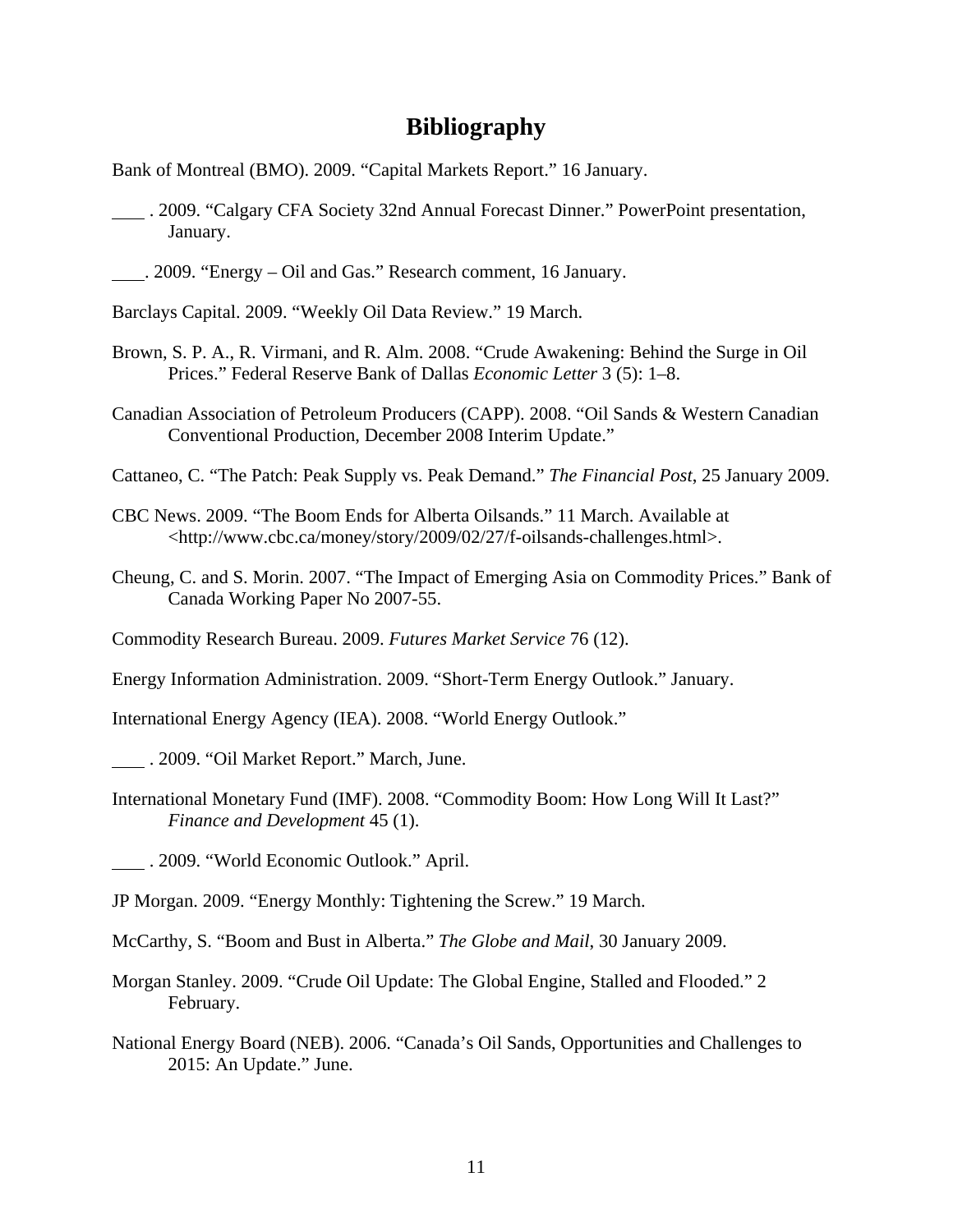# Bibliography

Bank of Montreal (BMO). 2009. “Capital Markets Report.” 16 January.

\_\_\_\_ . 2009. “Calgary CFA Society 32nd Annual Forecast Dinner.” PowerPoint presentation, January.

\_\_\_\_. 2009. “Energy – Oil and Gas.” Research comment, 16 January.

Barclays Capital. 2009. “Weekly Oil Data Review.” 19 March.

Brown, S. P. A., R. Virmani, and R. Alm. 2008. “Crude Awakening: Behind the Surge in Oil Prices.” Federal Reserve Bank of Dallas *Economic Letter* 3 (5): 1–8.

Canadian Association of Petroleum Producers (CAPP). 2008. “Oil Sands & Western Canadian Conventional Production, December 2008 Interim Update.”

Cattaneo, C. “The Patch: Peak Supply vs. Peak Demand.” *The Financial Post*, 25 January 2009.

CBC News. 2009. “The Boom Ends for Alberta Oilsands.” 11 March. Available at <http://www.cbc.ca/money/story/2009/02/27/f-oilsands-challenges.html>.

Cheung, C. and S. Morin. 2007. “The Impact of Emerging Asia on Commodity Prices.” Bank of Canada Working Paper No 2007-55.

Commodity Research Bureau. 2009. *Futures Market Service* 76 (12).

Energy Information Administration. 2009. “Short-Term Energy Outlook.” January.

International Energy Agency (IEA). 2008. “World Energy Outlook.”

\_\_\_\_ . 2009. “Oil Market Report.” March, June.

International Monetary Fund (IMF). 2008. “Commodity Boom: How Long Will It Last?” *Finance and Development* 45 (1).

\_\_\_\_ . 2009. “World Economic Outlook.” April.

JP Morgan. 2009. “Energy Monthly: Tightening the Screw.” 19 March.

McCarthy, S. “Boom and Bust in Alberta.” *The Globe and Mail*, 30 January 2009.

Morgan Stanley. 2009. “Crude Oil Update: The Global Engine, Stalled and Flooded.” 2 February.

National Energy Board (NEB). 2006. “Canada’s Oil Sands, Opportunities and Challenges to 2015: An Update.” June.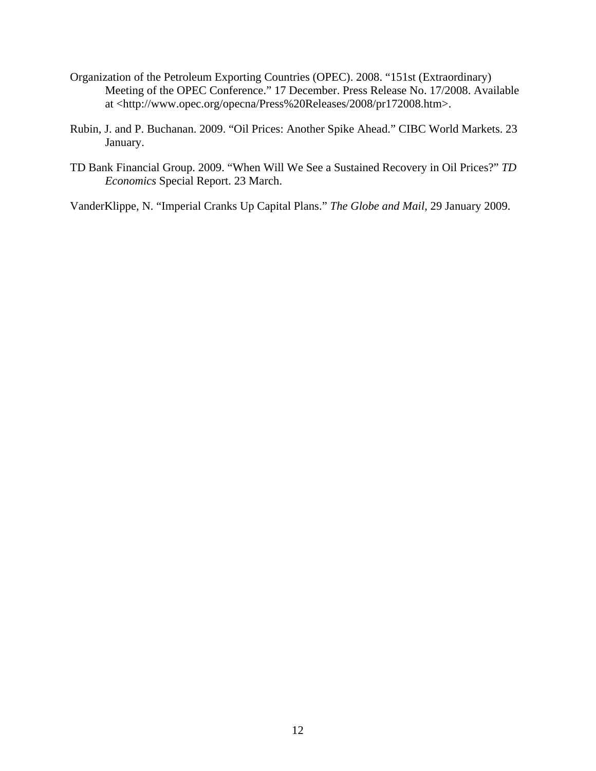Organization of the Petroleum Exporting Countries (OPEC). 2008. "151st (Extraordinary) Meeting of the OPEC Conference." 17 December. Press Release No. 17/2008. Available at <http://www.opec.org/opecna/Press%20Releases/2008/pr172008.htm>.

Rubin, J. and P. Buchanan. 2009. "Oil Prices: Another Spike Ahead." CIBC World Markets. 23 January.

TD Bank Financial Group. 2009. "When Will We See a Sustained Recovery in Oil Prices?" *TD Economics* Special Report. 23 March.

VanderKlippe, N. "Imperial Cranks Up Capital Plans." *The Globe and Mail*, 29 January 2009.